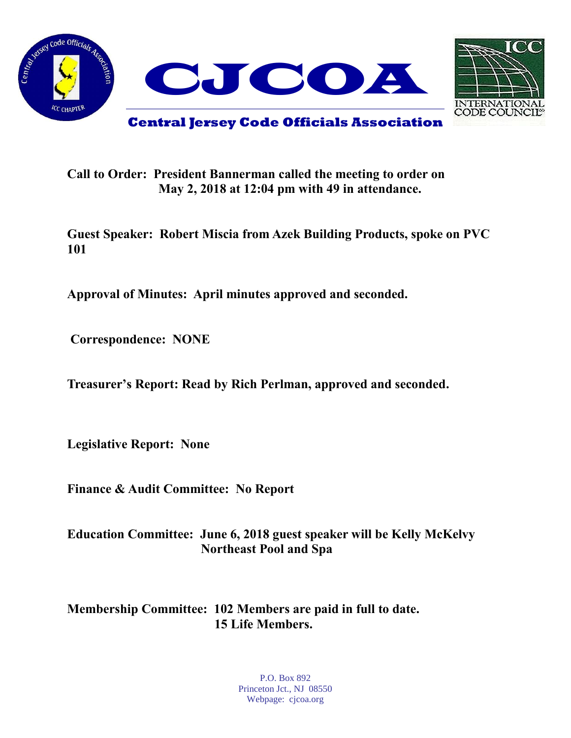# CJCOA

## Central Jersey Code Officials Association

**Call to Order:** **President Bannerman called the meeting to order on May 2, 2018 at 12:04 pm with 49 in attendance.**

**Guest Speaker:** **Robert Miscia from Azek Building Products, spoke on PVC 101**

**Approval of Minutes:** **April minutes approved and seconded.**

**Correspondence:** **NONE**

**Treasurer's Report:** **Read by Rich Perlman, approved and seconded.**

**Legislative Report:** **None**

**Finance & Audit Committee:** **No Report**

**Education Committee:** **June 6, 2018 guest speaker will be Kelly McKelvy Northeast Pool and Spa**

**Membership Committee:** **102 Members are paid in full to date.**
**15 Life Members.**

P.O. Box 892
Princeton Jct., NJ 08550
Webpage: cjcoa.org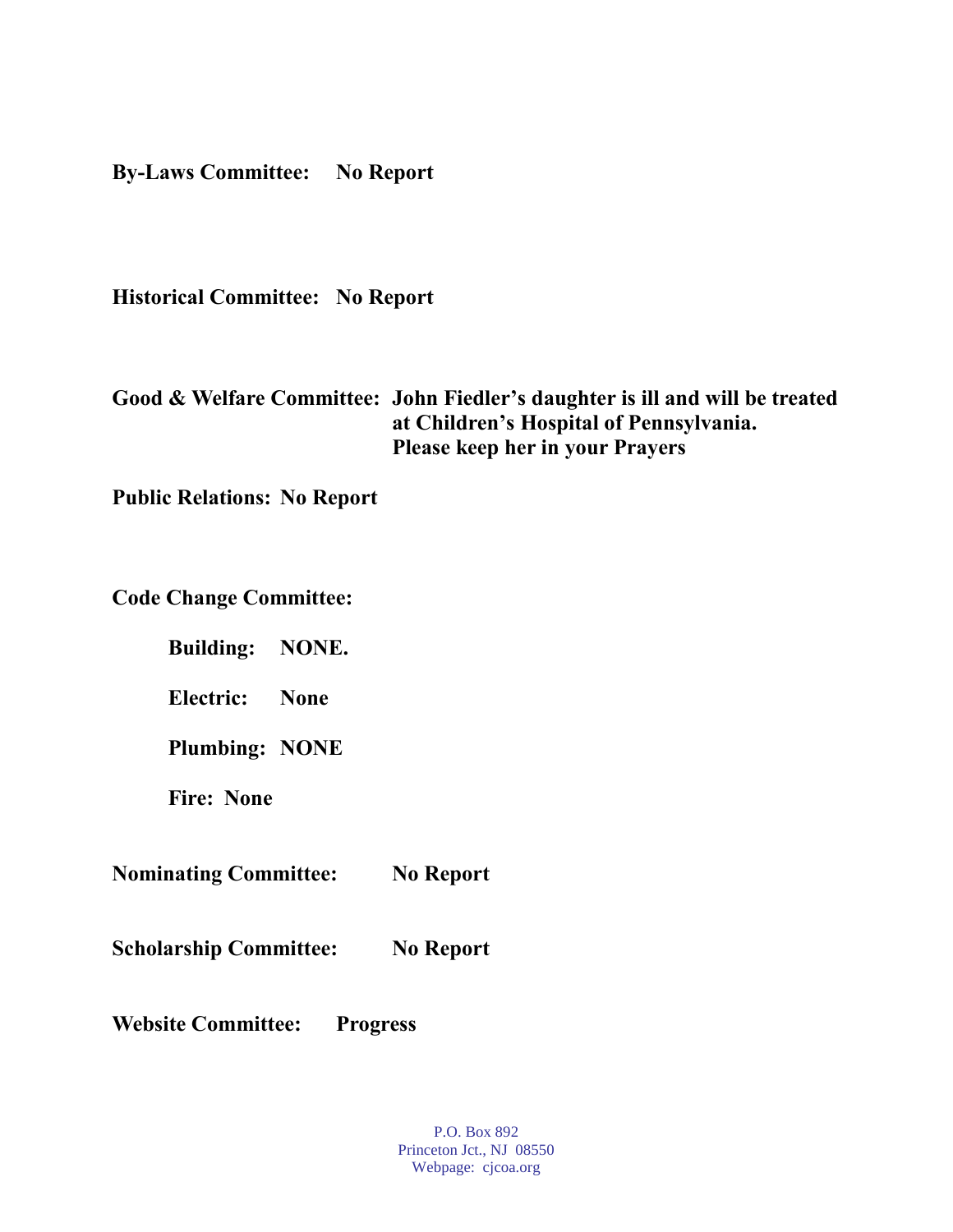**By-Laws Committee: No Report**

**Historical Committee: No Report**

**Good & Welfare Committee: John Fiedler's daughter is ill and will be treated at Children's Hospital of Pennsylvania. Please keep her in your Prayers**

**Public Relations: No Report**

**Code Change Committee:**

- **Building: NONE.**
- **Electric: None**
- **Plumbing: NONE**
- **Fire: None**

**Nominating Committee: No Report**

**Scholarship Committee: No Report**

**Website Committee: Progress**

P.O. Box 892
Princeton Jct., NJ 08550
Webpage: cjcoa.org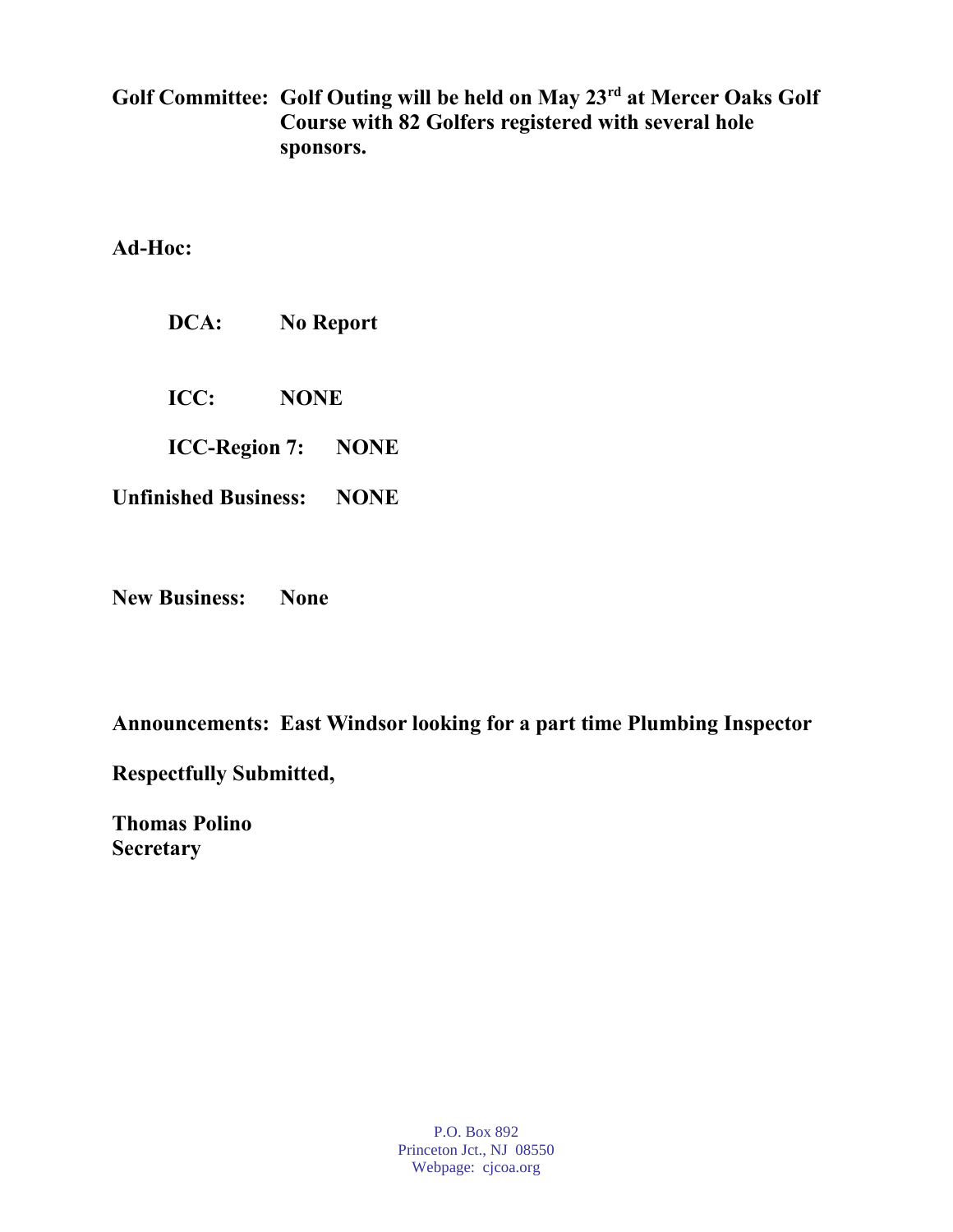**Golf Committee: Golf Outing will be held on May 23rd at Mercer Oaks Golf Course with 82 Golfers registered with several hole sponsors.**

**Ad-Hoc:**

**DCA: No Report**

**ICC: NONE**

**ICC-Region 7: NONE**

**Unfinished Business: NONE**

**New Business: None**

**Announcements: East Windsor looking for a part time Plumbing Inspector**

**Respectfully Submitted,**

**Thomas Polino**
**Secretary**

P.O. Box 892
Princeton Jct., NJ 08550
Webpage: cjcoa.org